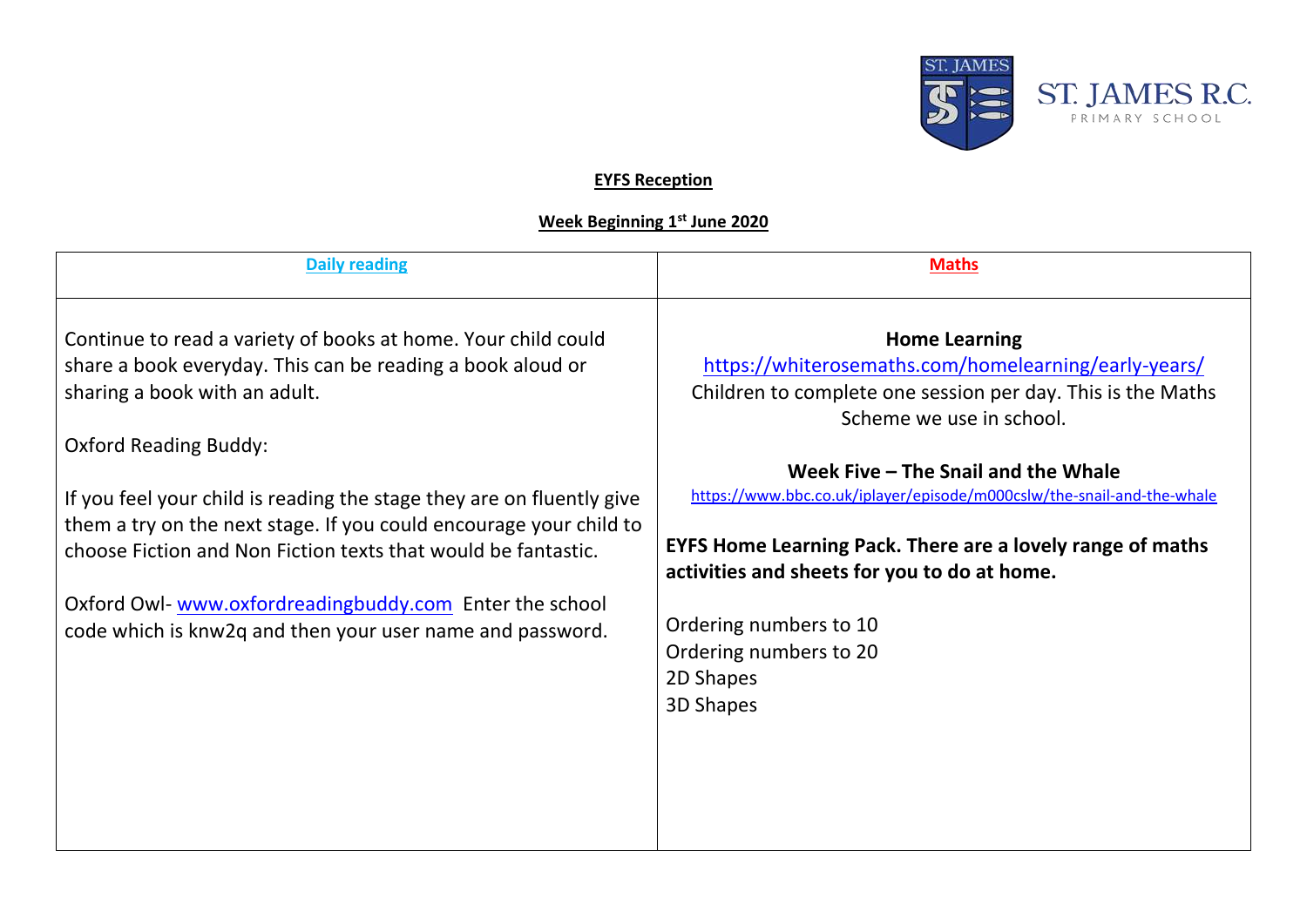ST. JAMES R.C.
PRIMARY SCHOOL

**EYFS Reception**

**Week Beginning 1st June 2020**

| Daily reading | Maths |
| --- | --- |
| Continue to read a variety of books at home. Your child could share a book everyday. This can be reading a book aloud or sharing a book with an adult.<br><br>Oxford Reading Buddy:<br><br>If you feel your child is reading the stage they are on fluently give them a try on the next stage. If you could encourage your child to choose Fiction and Non Fiction texts that would be fantastic.<br><br>Oxford Owl- www.oxfordreadingbuddy.com Enter the school code which is knw2q and then your user name and password. | **Home Learning**<br>https://whiterosemaths.com/homelearning/early-years/<br>Children to complete one session per day. This is the Maths Scheme we use in school.<br><br>**Week Five – The Snail and the Whale**<br>https://www.bbc.co.uk/iplayer/episode/m000cslw/the-snail-and-the-whale<br><br>**EYFS Home Learning Pack. There are a lovely range of maths activities and sheets for you to do at home.**<br><br>Ordering numbers to 10<br>Ordering numbers to 20<br>2D Shapes<br>3D Shapes |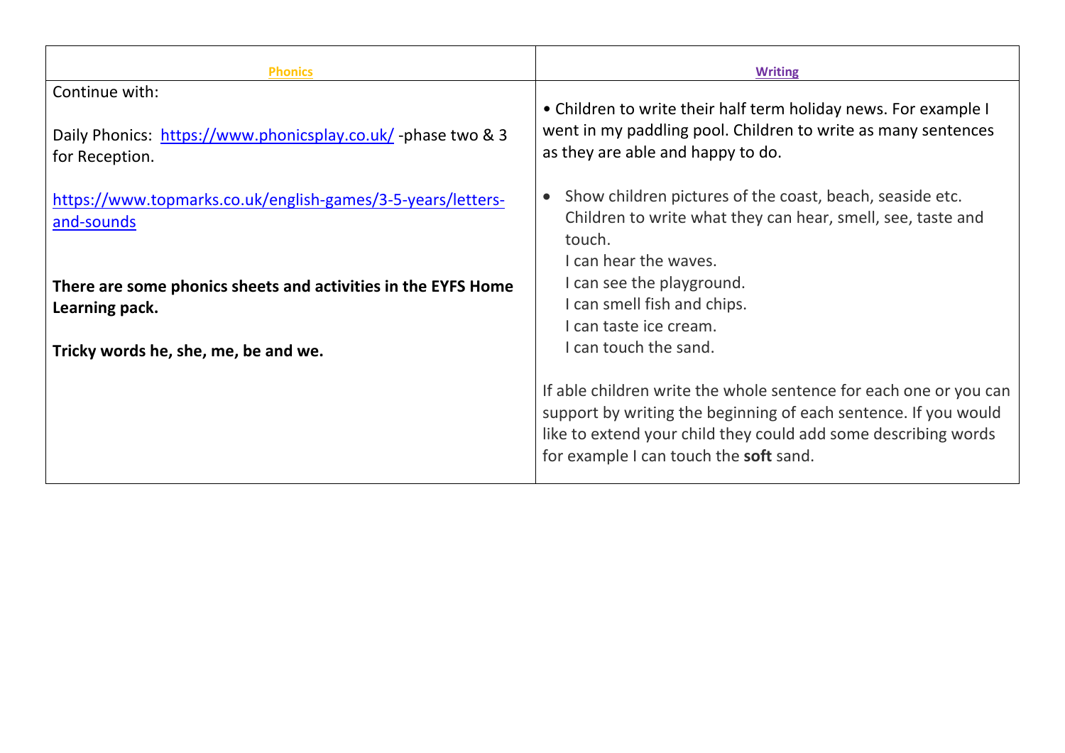| Phonics | Writing |
|---|---|
| Continue with:<br><br>Daily Phonics: [https://www.phonicsplay.co.uk/](https://www.phonicsplay.co.uk/) -phase two & 3 for Reception.<br><br>[https://www.topmarks.co.uk/english-games/3-5-years/letters-and-sounds](https://www.topmarks.co.uk/english-games/3-5-years/letters-and-sounds)<br><br>**There are some phonics sheets and activities in the EYFS Home Learning pack.**<br><br>**Tricky words he, she, me, be and we.** | • Children to write their half term holiday news. For example I went in my paddling pool. Children to write as many sentences as they are able and happy to do.<br><br>• Show children pictures of the coast, beach, seaside etc. Children to write what they can hear, smell, see, taste and touch.<br>I can hear the waves.<br>I can see the playground.<br>I can smell fish and chips.<br>I can taste ice cream.<br>I can touch the sand.<br><br>If able children write the whole sentence for each one or you can support by writing the beginning of each sentence. If you would like to extend your child they could add some describing words for example I can touch the **soft** sand. |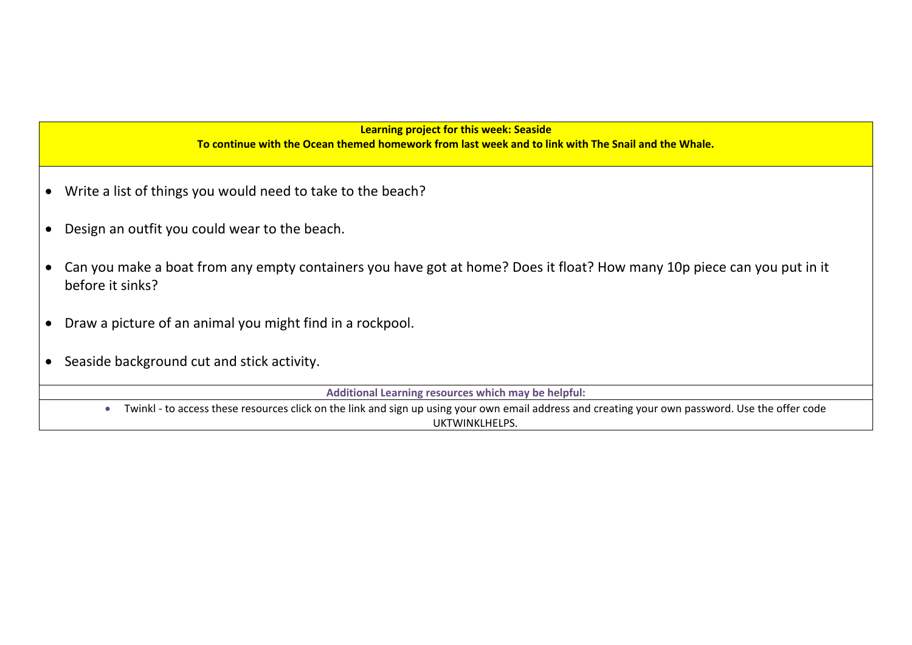**Learning project for this week: Seaside**
**To continue with the Ocean themed homework from last week and to link with The Snail and the Whale.**

- Write a list of things you would need to take to the beach?
- Design an outfit you could wear to the beach.
- Can you make a boat from any empty containers you have got at home? Does it float? How many 10p piece can you put in it before it sinks?
- Draw a picture of an animal you might find in a rockpool.
- Seaside background cut and stick activity.

**Additional Learning resources which may be helpful:**

- Twinkl - to access these resources click on the link and sign up using your own email address and creating your own password. Use the offer code UKTWINKLHELPS.